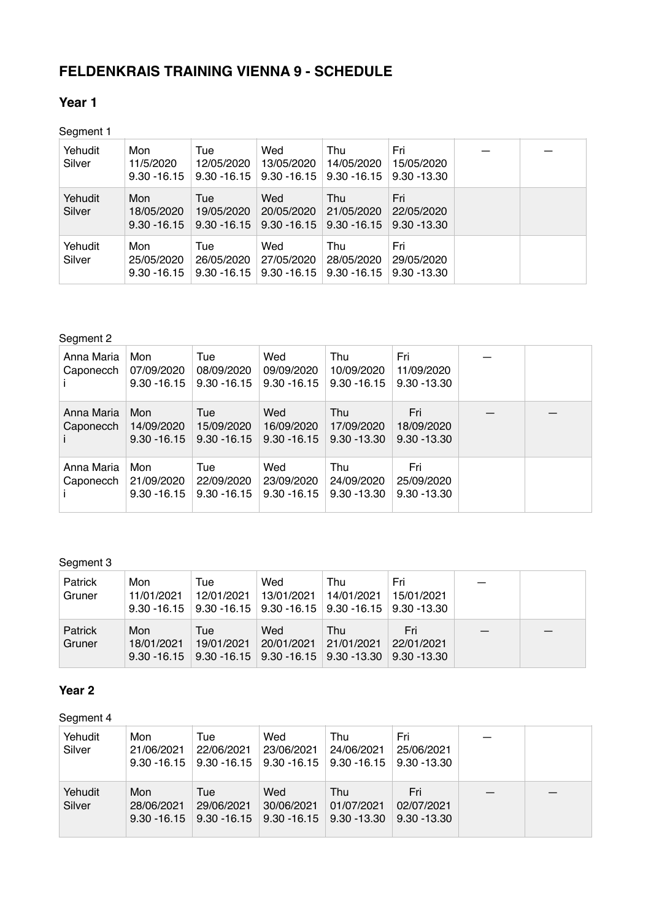# FELDENKRAIS TRAINING VIENNA 9 - SCHEDULE

## Year 1

Segment 1

| Yehudit Silver | Mon 11/5/2020 9.30 -16.15 | Tue 12/05/2020 9.30 -16.15 | Wed 13/05/2020 9.30 -16.15 | Thu 14/05/2020 9.30 -16.15 | Fri 15/05/2020 9.30 -13.30 | — | — |
|---|---|---|---|---|---|---|---|
| Yehudit Silver | Mon 18/05/2020 9.30 -16.15 | Tue 19/05/2020 9.30 -16.15 | Wed 20/05/2020 9.30 -16.15 | Thu 21/05/2020 9.30 -16.15 | Fri 22/05/2020 9.30 -13.30 | | |
| Yehudit Silver | Mon 25/05/2020 9.30 -16.15 | Tue 26/05/2020 9.30 -16.15 | Wed 27/05/2020 9.30 -16.15 | Thu 28/05/2020 9.30 -16.15 | Fri 29/05/2020 9.30 -13.30 | | |

Segment 2

| Anna Maria Caponecchi | Mon 07/09/2020 9.30 -16.15 | Tue 08/09/2020 9.30 -16.15 | Wed 09/09/2020 9.30 -16.15 | Thu 10/09/2020 9.30 -16.15 | Fri 11/09/2020 9.30 -13.30 | — | |
|---|---|---|---|---|---|---|---|
| Anna Maria Caponecchi | Mon 14/09/2020 9.30 -16.15 | Tue 15/09/2020 9.30 -16.15 | Wed 16/09/2020 9.30 -16.15 | Thu 17/09/2020 9.30 -13.30 | Fri 18/09/2020 9.30 -13.30 | — | — |
| Anna Maria Caponecchi | Mon 21/09/2020 9.30 -16.15 | Tue 22/09/2020 9.30 -16.15 | Wed 23/09/2020 9.30 -16.15 | Thu 24/09/2020 9.30 -13.30 | Fri 25/09/2020 9.30 -13.30 | | |

Segment 3

| Patrick Gruner | Mon 11/01/2021 9.30 -16.15 | Tue 12/01/2021 9.30 -16.15 | Wed 13/01/2021 9.30 -16.15 | Thu 14/01/2021 9.30 -16.15 | Fri 15/01/2021 9.30 -13.30 | — | |
|---|---|---|---|---|---|---|---|
| Patrick Gruner | Mon 18/01/2021 9.30 -16.15 | Tue 19/01/2021 9.30 -16.15 | Wed 20/01/2021 9.30 -16.15 | Thu 21/01/2021 9.30 -13.30 | Fri 22/01/2021 9.30 -13.30 | — | — |

## Year 2

Segment 4

| Yehudit Silver | Mon 21/06/2021 9.30 -16.15 | Tue 22/06/2021 9.30 -16.15 | Wed 23/06/2021 9.30 -16.15 | Thu 24/06/2021 9.30 -16.15 | Fri 25/06/2021 9.30 -13.30 | — | |
|---|---|---|---|---|---|---|---|
| Yehudit Silver | Mon 28/06/2021 9.30 -16.15 | Tue 29/06/2021 9.30 -16.15 | Wed 30/06/2021 9.30 -16.15 | Thu 01/07/2021 9.30 -13.30 | Fri 02/07/2021 9.30 -13.30 | — | — |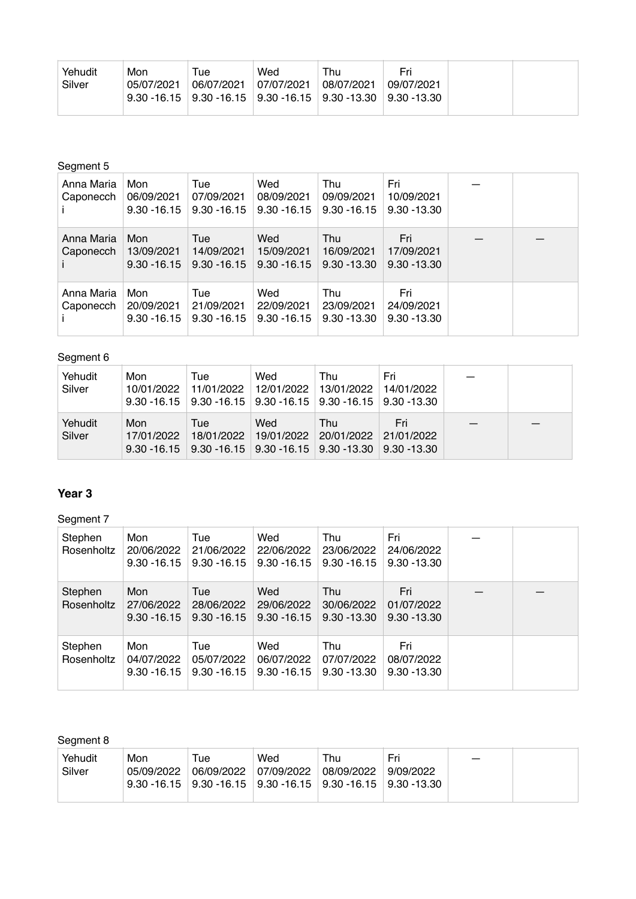| Yehudit Silver | Mon 05/07/2021 9.30 -16.15 | Tue 06/07/2021 9.30 -16.15 | Wed 07/07/2021 9.30 -16.15 | Thu 08/07/2021 9.30 -13.30 | Fri 09/07/2021 9.30 -13.30 | | |
|---|---|---|---|---|---|---|---|

Segment 5

| Anna Maria Caponecchi | Mon 06/09/2021 9.30 -16.15 | Tue 07/09/2021 9.30 -16.15 | Wed 08/09/2021 9.30 -16.15 | Thu 09/09/2021 9.30 -16.15 | Fri 10/09/2021 9.30 -13.30 | — | |
|---|---|---|---|---|---|---|---|
| Anna Maria Caponecchi | Mon 13/09/2021 9.30 -16.15 | Tue 14/09/2021 9.30 -16.15 | Wed 15/09/2021 9.30 -16.15 | Thu 16/09/2021 9.30 -13.30 | Fri 17/09/2021 9.30 -13.30 | — | — |
| Anna Maria Caponecchi | Mon 20/09/2021 9.30 -16.15 | Tue 21/09/2021 9.30 -16.15 | Wed 22/09/2021 9.30 -16.15 | Thu 23/09/2021 9.30 -13.30 | Fri 24/09/2021 9.30 -13.30 | | |

Segment 6

| Yehudit Silver | Mon 10/01/2022 9.30 -16.15 | Tue 11/01/2022 9.30 -16.15 | Wed 12/01/2022 9.30 -16.15 | Thu 13/01/2022 9.30 -16.15 | Fri 14/01/2022 9.30 -13.30 | — | |
|---|---|---|---|---|---|---|---|
| Yehudit Silver | Mon 17/01/2022 9.30 -16.15 | Tue 18/01/2022 9.30 -16.15 | Wed 19/01/2022 9.30 -16.15 | Thu 20/01/2022 9.30 -13.30 | Fri 21/01/2022 9.30 -13.30 | — | — |

## Year 3

Segment 7

| Stephen Rosenholtz | Mon 20/06/2022 9.30 -16.15 | Tue 21/06/2022 9.30 -16.15 | Wed 22/06/2022 9.30 -16.15 | Thu 23/06/2022 9.30 -16.15 | Fri 24/06/2022 9.30 -13.30 | — | |
|---|---|---|---|---|---|---|---|
| Stephen Rosenholtz | Mon 27/06/2022 9.30 -16.15 | Tue 28/06/2022 9.30 -16.15 | Wed 29/06/2022 9.30 -16.15 | Thu 30/06/2022 9.30 -13.30 | Fri 01/07/2022 9.30 -13.30 | — | — |
| Stephen Rosenholtz | Mon 04/07/2022 9.30 -16.15 | Tue 05/07/2022 9.30 -16.15 | Wed 06/07/2022 9.30 -16.15 | Thu 07/07/2022 9.30 -13.30 | Fri 08/07/2022 9.30 -13.30 | | |

Segment 8

| Yehudit Silver | Mon 05/09/2022 9.30 -16.15 | Tue 06/09/2022 9.30 -16.15 | Wed 07/09/2022 9.30 -16.15 | Thu 08/09/2022 9.30 -16.15 | Fri 9/09/2022 9.30 -13.30 | — | |
|---|---|---|---|---|---|---|---|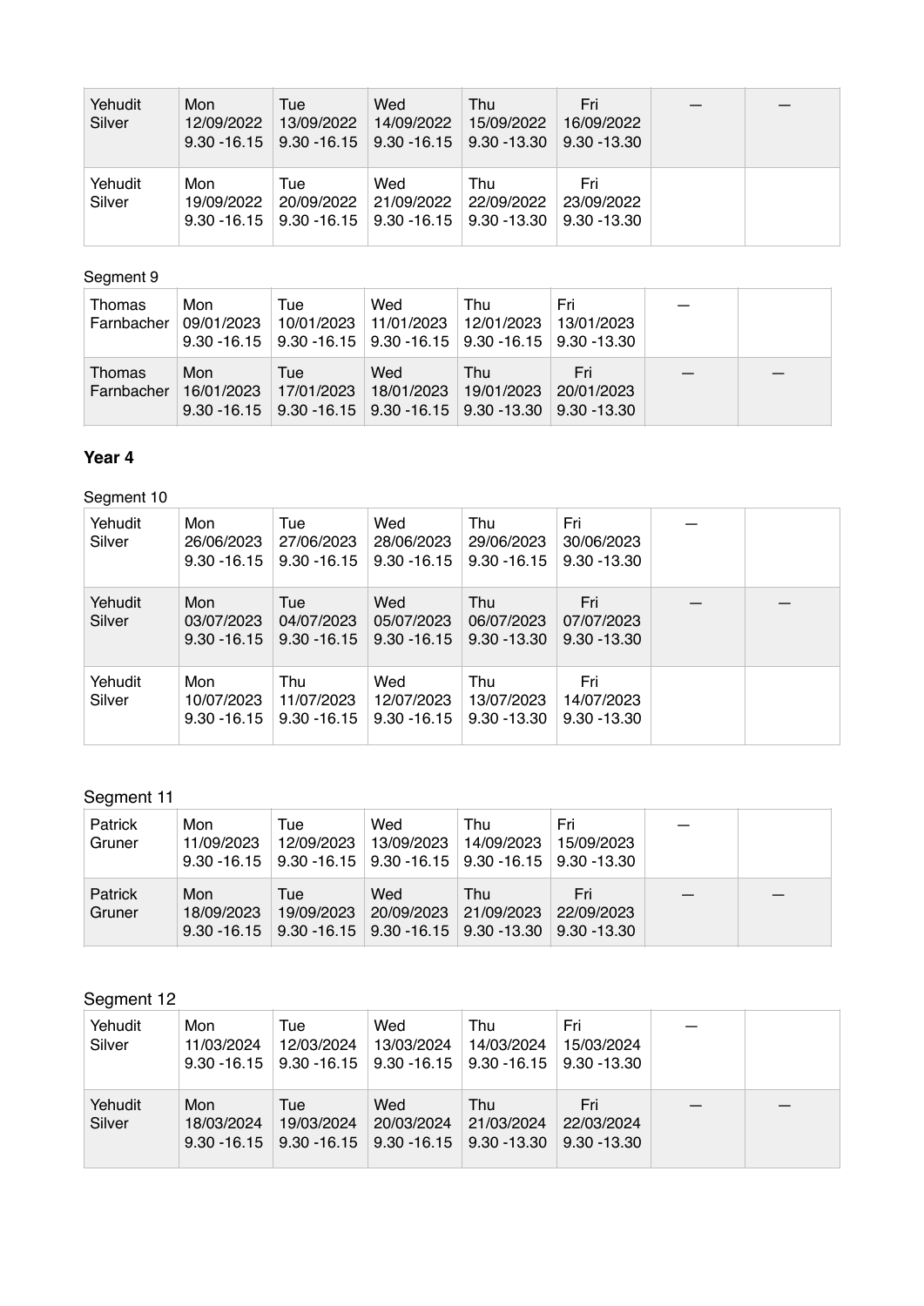| | | | | | | | |
|---|---|---|---|---|---|---|---|
| Yehudit Silver | Mon 12/09/2022 9.30 -16.15 | Tue 13/09/2022 9.30 -16.15 | Wed 14/09/2022 9.30 -16.15 | Thu 15/09/2022 9.30 -13.30 | Fri 16/09/2022 9.30 -13.30 | — | — |
| Yehudit Silver | Mon 19/09/2022 9.30 -16.15 | Tue 20/09/2022 9.30 -16.15 | Wed 21/09/2022 9.30 -16.15 | Thu 22/09/2022 9.30 -13.30 | Fri 23/09/2022 9.30 -13.30 | | |

Segment 9

| | | | | | | | |
|---|---|---|---|---|---|---|---|
| Thomas Farnbacher | Mon 09/01/2023 9.30 -16.15 | Tue 10/01/2023 9.30 -16.15 | Wed 11/01/2023 9.30 -16.15 | Thu 12/01/2023 9.30 -16.15 | Fri 13/01/2023 9.30 -13.30 | — | |
| Thomas Farnbacher | Mon 16/01/2023 9.30 -16.15 | Tue 17/01/2023 9.30 -16.15 | Wed 18/01/2023 9.30 -16.15 | Thu 19/01/2023 9.30 -13.30 | Fri 20/01/2023 9.30 -13.30 | — | — |

**Year 4**

Segment 10

| | | | | | | | |
|---|---|---|---|---|---|---|---|
| Yehudit Silver | Mon 26/06/2023 9.30 -16.15 | Tue 27/06/2023 9.30 -16.15 | Wed 28/06/2023 9.30 -16.15 | Thu 29/06/2023 9.30 -16.15 | Fri 30/06/2023 9.30 -13.30 | — | |
| Yehudit Silver | Mon 03/07/2023 9.30 -16.15 | Tue 04/07/2023 9.30 -16.15 | Wed 05/07/2023 9.30 -16.15 | Thu 06/07/2023 9.30 -13.30 | Fri 07/07/2023 9.30 -13.30 | — | — |
| Yehudit Silver | Mon 10/07/2023 9.30 -16.15 | Thu 11/07/2023 9.30 -16.15 | Wed 12/07/2023 9.30 -16.15 | Thu 13/07/2023 9.30 -13.30 | Fri 14/07/2023 9.30 -13.30 | | |

Segment 11

| | | | | | | | |
|---|---|---|---|---|---|---|---|
| Patrick Gruner | Mon 11/09/2023 9.30 -16.15 | Tue 12/09/2023 9.30 -16.15 | Wed 13/09/2023 9.30 -16.15 | Thu 14/09/2023 9.30 -16.15 | Fri 15/09/2023 9.30 -13.30 | — | |
| Patrick Gruner | Mon 18/09/2023 9.30 -16.15 | Tue 19/09/2023 9.30 -16.15 | Wed 20/09/2023 9.30 -16.15 | Thu 21/09/2023 9.30 -13.30 | Fri 22/09/2023 9.30 -13.30 | — | — |

Segment 12

| | | | | | | | |
|---|---|---|---|---|---|---|---|
| Yehudit Silver | Mon 11/03/2024 9.30 -16.15 | Tue 12/03/2024 9.30 -16.15 | Wed 13/03/2024 9.30 -16.15 | Thu 14/03/2024 9.30 -16.15 | Fri 15/03/2024 9.30 -13.30 | — | |
| Yehudit Silver | Mon 18/03/2024 9.30 -16.15 | Tue 19/03/2024 9.30 -16.15 | Wed 20/03/2024 9.30 -16.15 | Thu 21/03/2024 9.30 -13.30 | Fri 22/03/2024 9.30 -13.30 | — | — |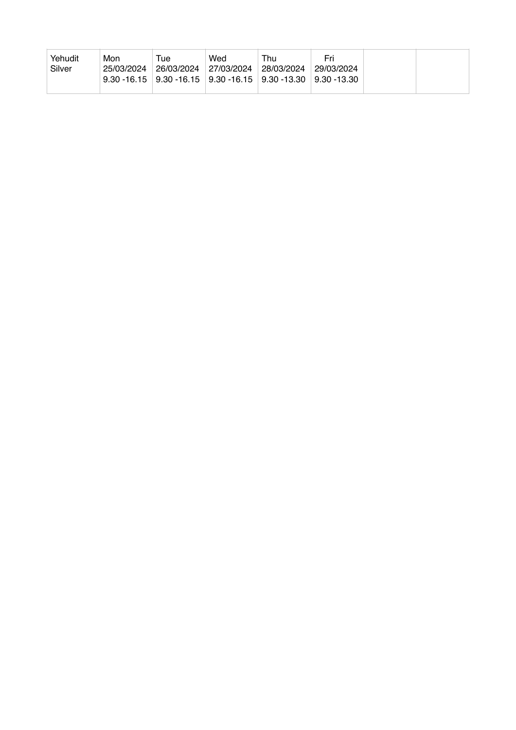| | | | | | | | |
|---|---|---|---|---|---|---|---|
| Yehudit Silver | Mon 25/03/2024 9.30 -16.15 | Tue 26/03/2024 9.30 -16.15 | Wed 27/03/2024 9.30 -16.15 | Thu 28/03/2024 9.30 -13.30 | Fri 29/03/2024 9.30 -13.30 | | |